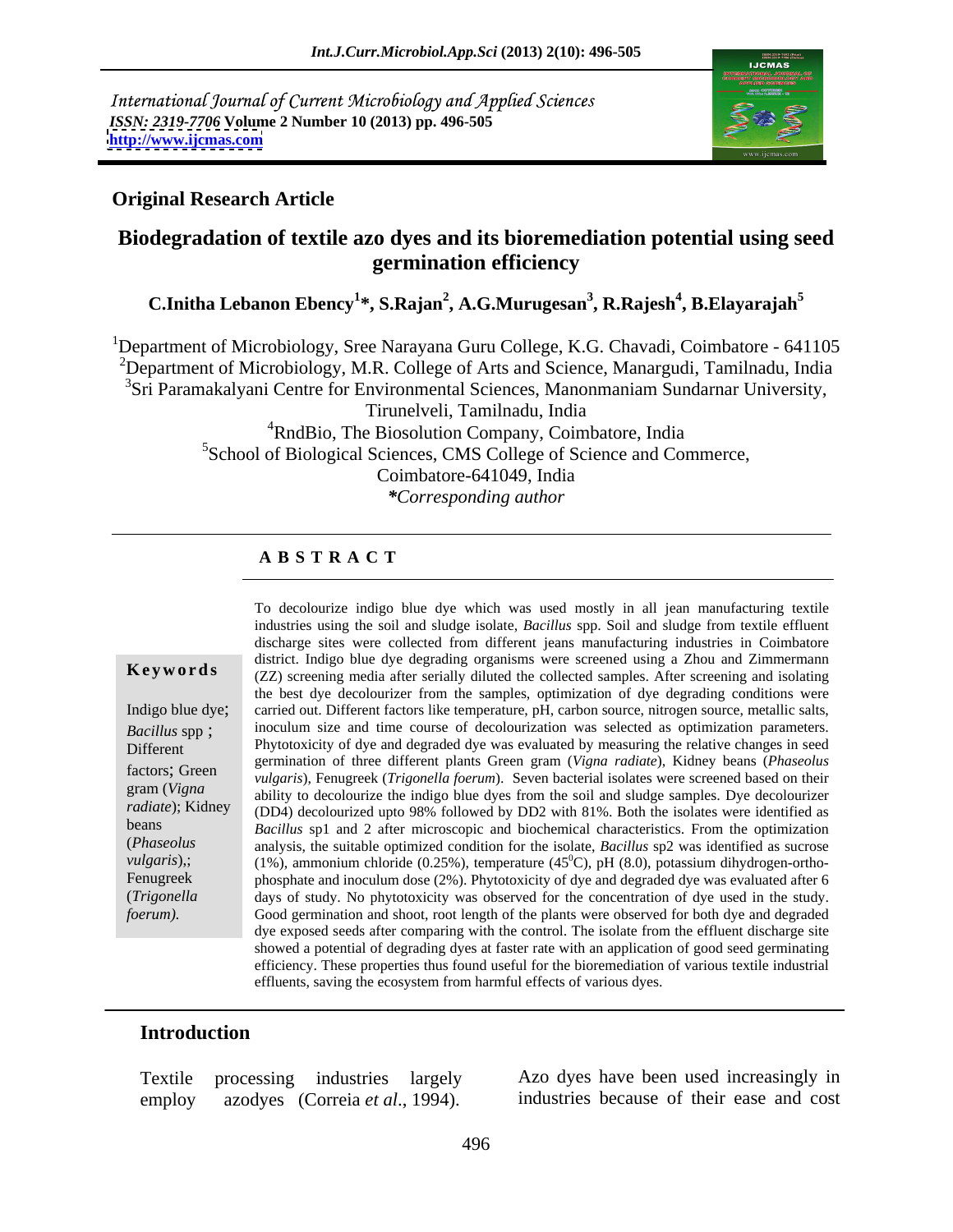International Journal of Current Microbiology and Applied Sciences
*ISSN: 2319-7706* **Volume 2 Number 10 (2013) pp. 496-505**
**http://www.ijcmas.com**

**Original Research Article**

# Biodegradation of textile azo dyes and its bioremediation potential using seed germination efficiency

**C.Initha Lebanon Ebency[1]\*, S.Rajan[2], A.G.Murugesan[3], R.Rajesh[4], B.Elayarajah[5]**

[1]Department of Microbiology, Sree Narayana Guru College, K.G. Chavadi, Coimbatore - 641105
[2]Department of Microbiology, M.R. College of Arts and Science, Manargudi, Tamilnadu, India
[3]Sri Paramakalyani Centre for Environmental Sciences, Manonmaniam Sundarnar University, Tirunelveli, Tamilnadu, India
[4]RndBio, The Biosolution Company, Coimbatore, India
[5]School of Biological Sciences, CMS College of Science and Commerce, Coimbatore-641049, India
*\*Corresponding author*

## A B S T R A C T

**Keywords**

Indigo blue dye; *Bacillus* spp ; Different factors; Green gram (*Vigna radiate*); Kidney beans (*Phaseolus vulgaris*),; Fenugreek (*Trigonella foerum).*

To decolourize indigo blue dye which was used mostly in all jean manufacturing textile industries using the soil and sludge isolate, *Bacillus* spp. Soil and sludge from textile effluent discharge sites were collected from different jeans manufacturing industries in Coimbatore district. Indigo blue dye degrading organisms were screened using a Zhou and Zimmermann (ZZ) screening media after serially diluted the collected samples. After screening and isolating the best dye decolourizer from the samples, optimization of dye degrading conditions were carried out. Different factors like temperature, pH, carbon source, nitrogen source, metallic salts, inoculum size and time course of decolourization was selected as optimization parameters. Phytotoxicity of dye and degraded dye was evaluated by measuring the relative changes in seed germination of three different plants Green gram (*Vigna radiate*), Kidney beans (*Phaseolus vulgaris*), Fenugreek (*Trigonella foerum*). Seven bacterial isolates were screened based on their ability to decolourize the indigo blue dyes from the soil and sludge samples. Dye decolourizer (DD4) decolourized upto 98% followed by DD2 with 81%. Both the isolates were identified as *Bacillus* sp1 and 2 after microscopic and biochemical characteristics. From the optimization analysis, the suitable optimized condition for the isolate, *Bacillus* sp2 was identified as sucrose (1%), ammonium chloride (0.25%), temperature ($45^0$C), pH (8.0), potassium dihydrogen-ortho-phosphate and inoculum dose (2%). Phytotoxicity of dye and degraded dye was evaluated after 6 days of study. No phytotoxicity was observed for the concentration of dye used in the study. Good germination and shoot, root length of the plants were observed for both dye and degraded dye exposed seeds after comparing with the control. The isolate from the effluent discharge site showed a potential of degrading dyes at faster rate with an application of good seed germinating efficiency. These properties thus found useful for the bioremediation of various textile industrial effluents, saving the ecosystem from harmful effects of various dyes.

## Introduction

Textile processing industries largely employ azodyes (Correia *et al*., 1994).

Azo dyes have been used increasingly in industries because of their ease and cost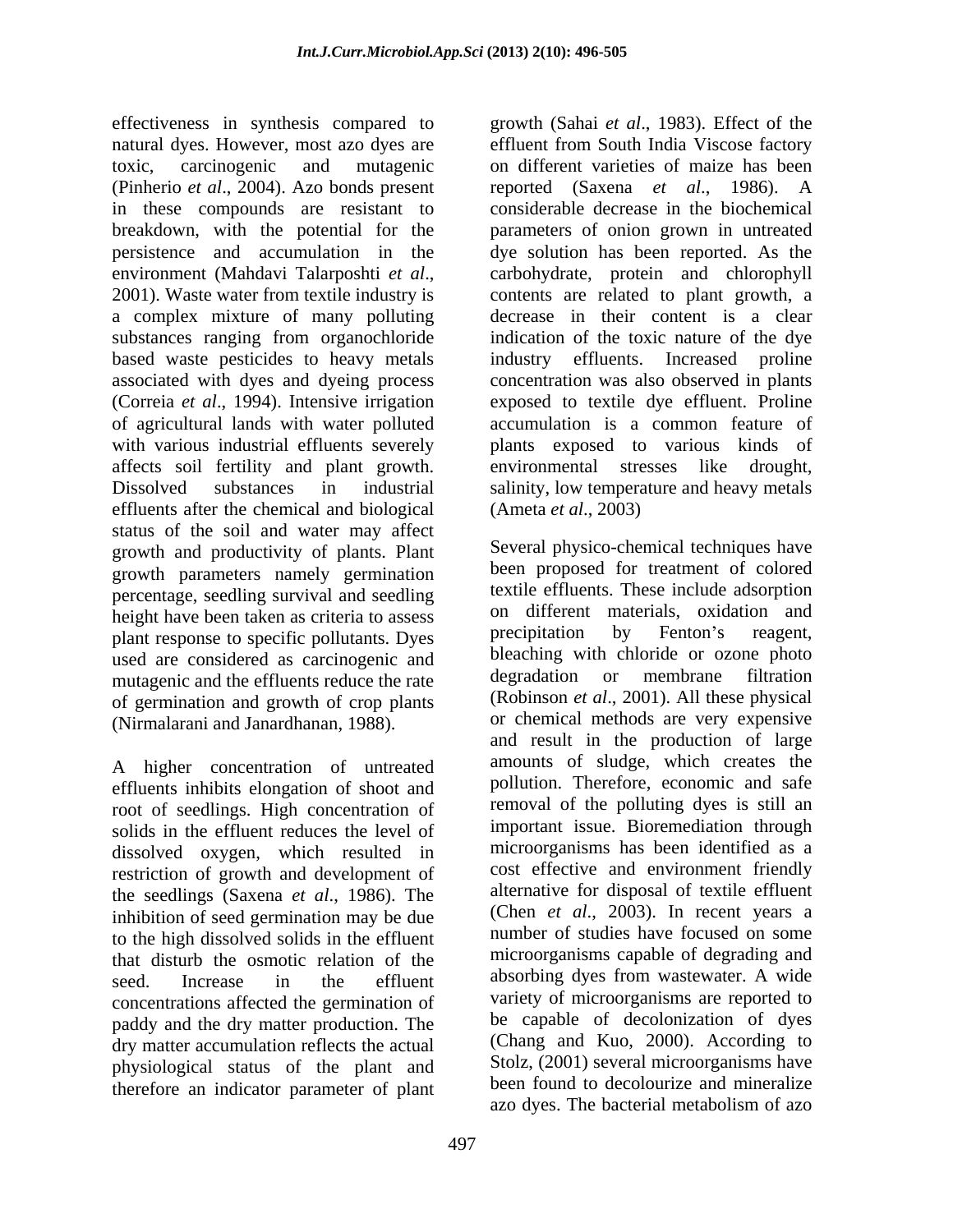effectiveness in synthesis compared to natural dyes. However, most azo dyes are toxic, carcinogenic and mutagenic (Pinherio *et al*., 2004). Azo bonds present in these compounds are resistant to breakdown, with the potential for the persistence and accumulation in the environment (Mahdavi Talarposhti *et al*., 2001). Waste water from textile industry is a complex mixture of many polluting substances ranging from organochloride based waste pesticides to heavy metals associated with dyes and dyeing process (Correia *et al*., 1994). Intensive irrigation of agricultural lands with water polluted with various industrial effluents severely affects soil fertility and plant growth. Dissolved substances in industrial effluents after the chemical and biological status of the soil and water may affect growth and productivity of plants. Plant growth parameters namely germination percentage, seedling survival and seedling height have been taken as criteria to assess plant response to specific pollutants. Dyes used are considered as carcinogenic and mutagenic and the effluents reduce the rate of germination and growth of crop plants (Nirmalarani and Janardhanan, 1988).

A higher concentration of untreated effluents inhibits elongation of shoot and root of seedlings. High concentration of solids in the effluent reduces the level of dissolved oxygen, which resulted in restriction of growth and development of the seedlings (Saxena *et al*., 1986). The inhibition of seed germination may be due to the high dissolved solids in the effluent that disturb the osmotic relation of the seed. Increase in the effluent concentrations affected the germination of paddy and the dry matter production. The dry matter accumulation reflects the actual physiological status of the plant and therefore an indicator parameter of plant growth (Sahai *et al*., 1983). Effect of the effluent from South India Viscose factory on different varieties of maize has been reported (Saxena *et al*., 1986). A considerable decrease in the biochemical parameters of onion grown in untreated dye solution has been reported. As the carbohydrate, protein and chlorophyll contents are related to plant growth, a decrease in their content is a clear indication of the toxic nature of the dye industry effluents. Increased proline concentration was also observed in plants exposed to textile dye effluent. Proline accumulation is a common feature of plants exposed to various kinds of environmental stresses like drought, salinity, low temperature and heavy metals (Ameta *et al*., 2003)

Several physico-chemical techniques have been proposed for treatment of colored textile effluents. These include adsorption on different materials, oxidation and precipitation by Fenton's reagent, bleaching with chloride or ozone photo degradation or membrane filtration (Robinson *et al*., 2001). All these physical or chemical methods are very expensive and result in the production of large amounts of sludge, which creates the pollution. Therefore, economic and safe removal of the polluting dyes is still an important issue. Bioremediation through microorganisms has been identified as a cost effective and environment friendly alternative for disposal of textile effluent (Chen *et al*., 2003). In recent years a number of studies have focused on some microorganisms capable of degrading and absorbing dyes from wastewater. A wide variety of microorganisms are reported to be capable of decolonization of dyes (Chang and Kuo, 2000). According to Stolz, (2001) several microorganisms have been found to decolourize and mineralize azo dyes. The bacterial metabolism of azo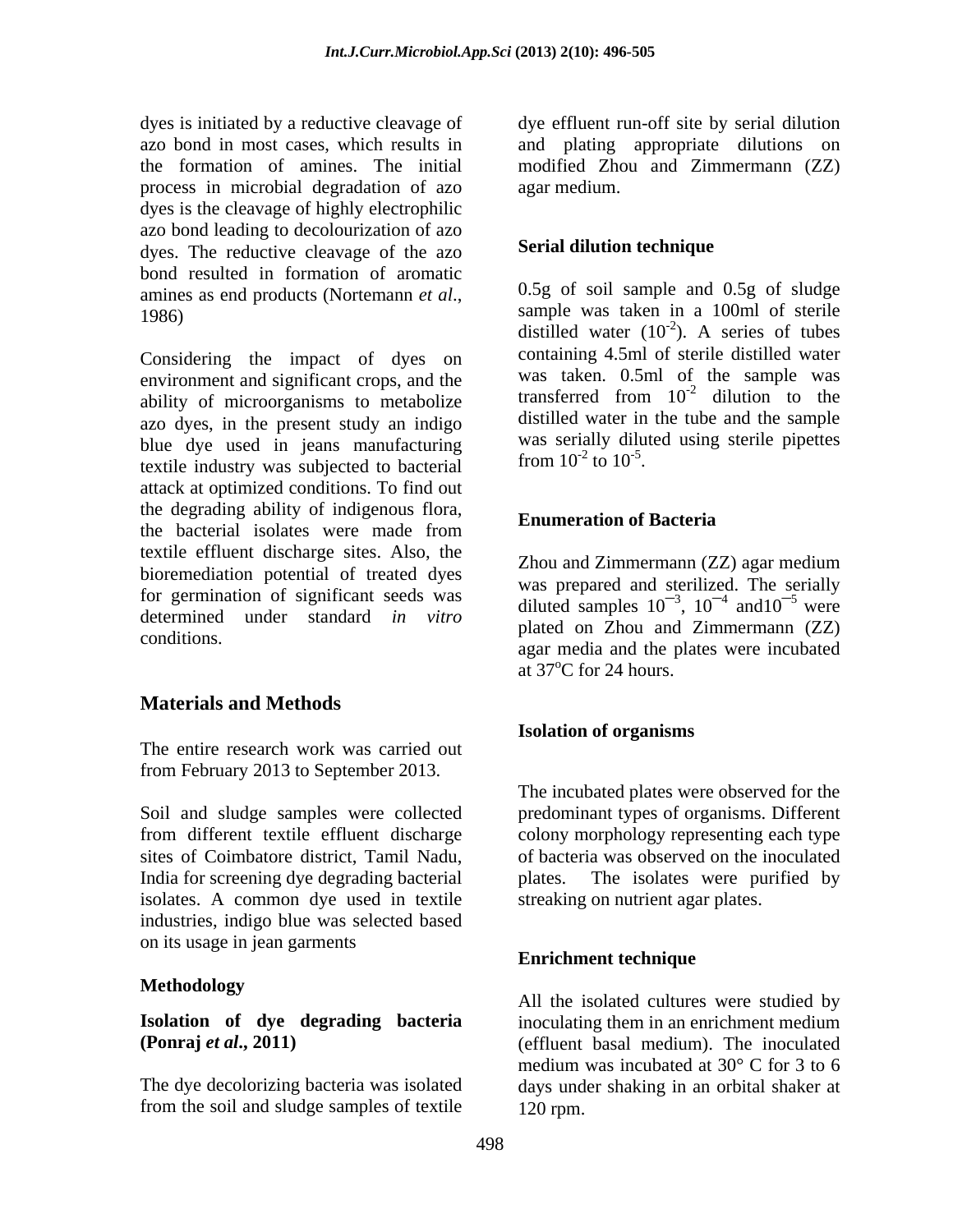dyes is initiated by a reductive cleavage of azo bond in most cases, which results in the formation of amines. The initial process in microbial degradation of azo dyes is the cleavage of highly electrophilic azo bond leading to decolourization of azo dyes. The reductive cleavage of the azo bond resulted in formation of aromatic amines as end products (Nortemann *et al*., 1986)

Considering the impact of dyes on environment and significant crops, and the ability of microorganisms to metabolize azo dyes, in the present study an indigo blue dye used in jeans manufacturing textile industry was subjected to bacterial attack at optimized conditions. To find out the degrading ability of indigenous flora, the bacterial isolates were made from textile effluent discharge sites. Also, the bioremediation potential of treated dyes for germination of significant seeds was determined under standard *in vitro* conditions.

## Materials and Methods

The entire research work was carried out from February 2013 to September 2013.

Soil and sludge samples were collected from different textile effluent discharge sites of Coimbatore district, Tamil Nadu, India for screening dye degrading bacterial isolates. A common dye used in textile industries, indigo blue was selected based on its usage in jean garments

### Methodology

**Isolation of dye degrading bacteria (Ponraj *et al*., 2011)**

The dye decolorizing bacteria was isolated from the soil and sludge samples of textile dye effluent run-off site by serial dilution and plating appropriate dilutions on modified Zhou and Zimmermann (ZZ) agar medium.

### Serial dilution technique

0.5g of soil sample and 0.5g of sludge sample was taken in a 100ml of sterile distilled water ($10^{-2}$). A series of tubes containing 4.5ml of sterile distilled water was taken. 0.5ml of the sample was transferred from $10^{-2}$ dilution to the distilled water in the tube and the sample was serially diluted using sterile pipettes from $10^{-2}$ to $10^{-5}$.

### Enumeration of Bacteria

Zhou and Zimmermann (ZZ) agar medium was prepared and sterilized. The serially diluted samples $10^{-3}$, $10^{-4}$ and$10^{-5}$ were plated on Zhou and Zimmermann (ZZ) agar media and the plates were incubated at 37°C for 24 hours.

### Isolation of organisms

The incubated plates were observed for the predominant types of organisms. Different colony morphology representing each type of bacteria was observed on the inoculated plates. The isolates were purified by streaking on nutrient agar plates.

### Enrichment technique

All the isolated cultures were studied by inoculating them in an enrichment medium (effluent basal medium). The inoculated medium was incubated at 30° C for 3 to 6 days under shaking in an orbital shaker at 120 rpm.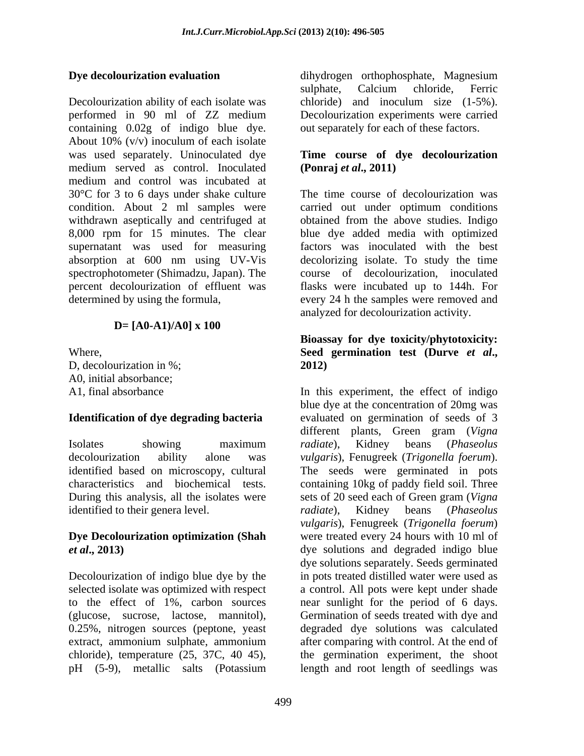### Dye decolourization evaluation

Decolourization ability of each isolate was performed in 90 ml of ZZ medium containing 0.02g of indigo blue dye. About 10% (v/v) inoculum of each isolate was used separately. Uninoculated dye medium served as control. Inoculated medium and control was incubated at 30°C for 3 to 6 days under shake culture condition. About 2 ml samples were withdrawn aseptically and centrifuged at 8,000 rpm for 15 minutes. The clear supernatant was used for measuring absorption at 600 nm using UV-Vis spectrophotometer (Shimadzu, Japan). The percent decolourization of effluent was determined by using the formula,

$$D = [A_0 - A_1]/A_0 \times 100$$

Where,
D, decolourization in %;
$A_0$, initial absorbance;
$A_1$, final absorbance

### Identification of dye degrading bacteria

Isolates showing maximum decolourization ability alone was identified based on microscopy, cultural characteristics and biochemical tests. During this analysis, all the isolates were identified to their genera level.

### Dye Decolourization optimization (Shah *et al*., 2013)

Decolourization of indigo blue dye by the selected isolate was optimized with respect to the effect of 1%, carbon sources (glucose, sucrose, lactose, mannitol), 0.25%, nitrogen sources (peptone, yeast extract, ammonium sulphate, ammonium chloride), temperature (25, 37C, 40 45), pH (5-9), metallic salts (Potassium dihydrogen orthophosphate, Magnesium sulphate, Calcium chloride, Ferric chloride) and inoculum size (1-5%). Decolourization experiments were carried out separately for each of these factors.

### Time course of dye decolourization (Ponraj *et al*., 2011)

The time course of decolourization was carried out under optimum conditions obtained from the above studies. Indigo blue dye added media with optimized factors was inoculated with the best decolorizing isolate. To study the time course of decolourization, inoculated flasks were incubated up to 144h. For every 24 h the samples were removed and analyzed for decolourization activity.

### Bioassay for dye toxicity/phytotoxicity: Seed germination test (Durve *et al*., 2012)

In this experiment, the effect of indigo blue dye at the concentration of 20mg was evaluated on germination of seeds of 3 different plants, Green gram (*Vigna radiate*), Kidney beans (*Phaseolus vulgaris*), Fenugreek (*Trigonella foerum*). The seeds were germinated in pots containing 10kg of paddy field soil. Three sets of 20 seed each of Green gram (*Vigna radiate*), Kidney beans (*Phaseolus vulgaris*), Fenugreek (*Trigonella foerum*) were treated every 24 hours with 10 ml of dye solutions and degraded indigo blue dye solutions separately. Seeds germinated in pots treated distilled water were used as a control. All pots were kept under shade near sunlight for the period of 6 days. Germination of seeds treated with dye and degraded dye solutions was calculated after comparing with control. At the end of the germination experiment, the shoot length and root length of seedlings was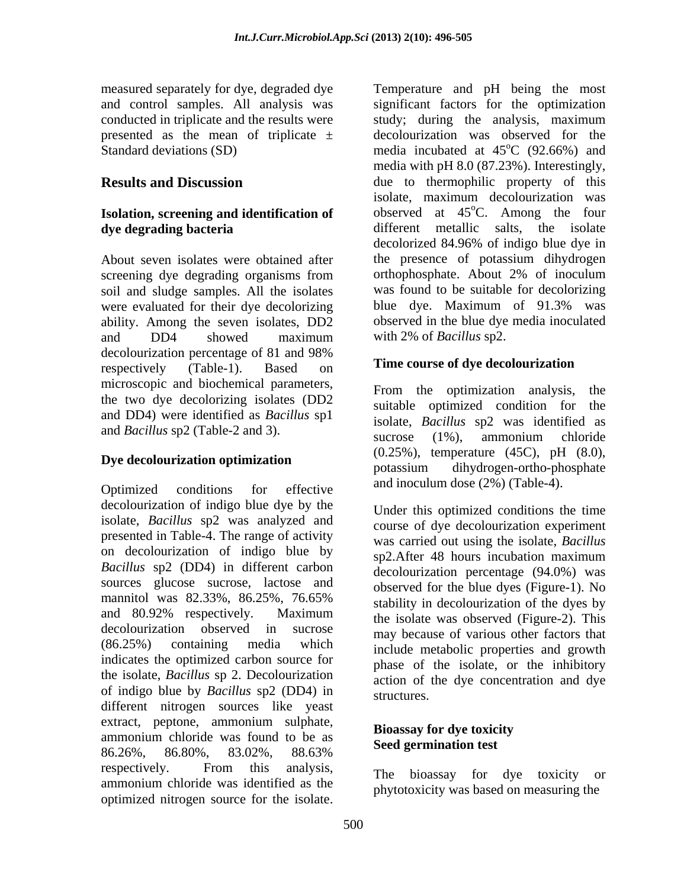measured separately for dye, degraded dye and control samples. All analysis was conducted in triplicate and the results were presented as the mean of triplicate ± Standard deviations (SD)

## Results and Discussion

### Isolation, screening and identification of dye degrading bacteria

About seven isolates were obtained after screening dye degrading organisms from soil and sludge samples. All the isolates were evaluated for their dye decolorizing ability. Among the seven isolates, DD2 and DD4 showed maximum decolourization percentage of 81 and 98% respectively (Table-1). Based on microscopic and biochemical parameters, the two dye decolorizing isolates (DD2 and DD4) were identified as *Bacillus* sp1 and *Bacillus* sp2 (Table-2 and 3).

### Dye decolourization optimization

Optimized conditions for effective decolourization of indigo blue dye by the isolate, *Bacillus* sp2 was analyzed and presented in Table-4. The range of activity on decolourization of indigo blue by *Bacillus* sp2 (DD4) in different carbon sources glucose sucrose, lactose and mannitol was 82.33%, 86.25%, 76.65% and 80.92% respectively. Maximum decolourization observed in sucrose (86.25%) containing media which indicates the optimized carbon source for the isolate, *Bacillus* sp 2. Decolourization of indigo blue by *Bacillus* sp2 (DD4) in different nitrogen sources like yeast extract, peptone, ammonium sulphate, ammonium chloride was found to be as 86.26%, 86.80%, 83.02%, 88.63% respectively. From this analysis, ammonium chloride was identified as the optimized nitrogen source for the isolate. Temperature and pH being the most significant factors for the optimization study; during the analysis, maximum decolourization was observed for the media incubated at 45$^{o}$C (92.66%) and media with pH 8.0 (87.23%). Interestingly, due to thermophilic property of this isolate, maximum decolourization was observed at 45$^{o}$C. Among the four different metallic salts, the isolate decolorized 84.96% of indigo blue dye in the presence of potassium dihydrogen orthophosphate. About 2% of inoculum was found to be suitable for decolorizing blue dye. Maximum of 91.3% was observed in the blue dye media inoculated with 2% of *Bacillus* sp2.

### Time course of dye decolourization

From the optimization analysis, the suitable optimized condition for the isolate, *Bacillus* sp2 was identified as sucrose (1%), ammonium chloride (0.25%), temperature (45C), pH (8.0), potassium dihydrogen-ortho-phosphate and inoculum dose (2%) (Table-4).

Under this optimized conditions the time course of dye decolourization experiment was carried out using the isolate, *Bacillus* sp2.After 48 hours incubation maximum decolourization percentage (94.0%) was observed for the blue dyes (Figure-1). No stability in decolourization of the dyes by the isolate was observed (Figure-2). This may because of various other factors that include metabolic properties and growth phase of the isolate, or the inhibitory action of the dye concentration and dye structures.

### Bioassay for dye toxicity
### Seed germination test

The bioassay for dye toxicity or phytotoxicity was based on measuring the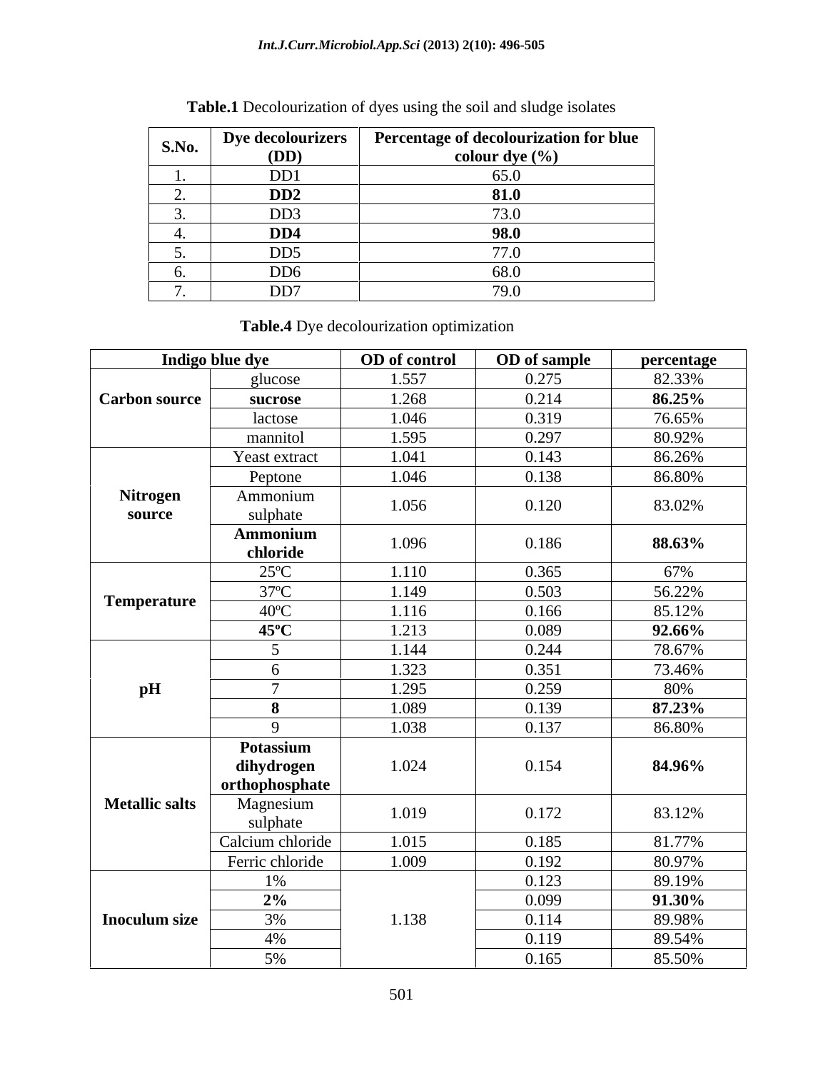**Table.1** Decolourization of dyes using the soil and sludge isolates

| S.No. | Dye decolourizers (DD) | Percentage of decolourization for blue colour dye (%) |
|---|---|---|
| 1. | DD1 | 65.0 |
| 2. | **DD2** | **81.0** |
| 3. | DD3 | 73.0 |
| 4. | **DD4** | **98.0** |
| 5. | DD5 | 77.0 |
| 6. | DD6 | 68.0 |
| 7. | DD7 | 79.0 |

**Table.4** Dye decolourization optimization

| Indigo blue dye | | OD of control | OD of sample | percentage |
|---|---|---|---|---|
| **Carbon source** | glucose | 1.557 | 0.275 | 82.33% |
| | **sucrose** | 1.268 | 0.214 | **86.25%** |
| | lactose | 1.046 | 0.319 | 76.65% |
| | mannitol | 1.595 | 0.297 | 80.92% |
| **Nitrogen source** | Yeast extract | 1.041 | 0.143 | 86.26% |
| | Peptone | 1.046 | 0.138 | 86.80% |
| | Ammonium sulphate | 1.056 | 0.120 | 83.02% |
| | **Ammonium chloride** | 1.096 | 0.186 | **88.63%** |
| **Temperature** | 25ºC | 1.110 | 0.365 | 67% |
| | 37ºC | 1.149 | 0.503 | 56.22% |
| | 40ºC | 1.116 | 0.166 | 85.12% |
| | **45ºC** | 1.213 | 0.089 | **92.66%** |
| **pH** | 5 | 1.144 | 0.244 | 78.67% |
| | 6 | 1.323 | 0.351 | 73.46% |
| | 7 | 1.295 | 0.259 | 80% |
| | **8** | 1.089 | 0.139 | **87.23%** |
| | 9 | 1.038 | 0.137 | 86.80% |
| **Metallic salts** | **Potassium dihydrogen orthophosphate** | 1.024 | 0.154 | **84.96%** |
| | Magnesium sulphate | 1.019 | 0.172 | 83.12% |
| | Calcium chloride | 1.015 | 0.185 | 81.77% |
| | Ferric chloride | 1.009 | 0.192 | 80.97% |
| **Inoculum size** | 1% | 1.138 | 0.123 | 89.19% |
| | **2%** | | 0.099 | **91.30%** |
| | 3% | | 0.114 | 89.98% |
| | 4% | | 0.119 | 89.54% |
| | 5% | | 0.165 | 85.50% |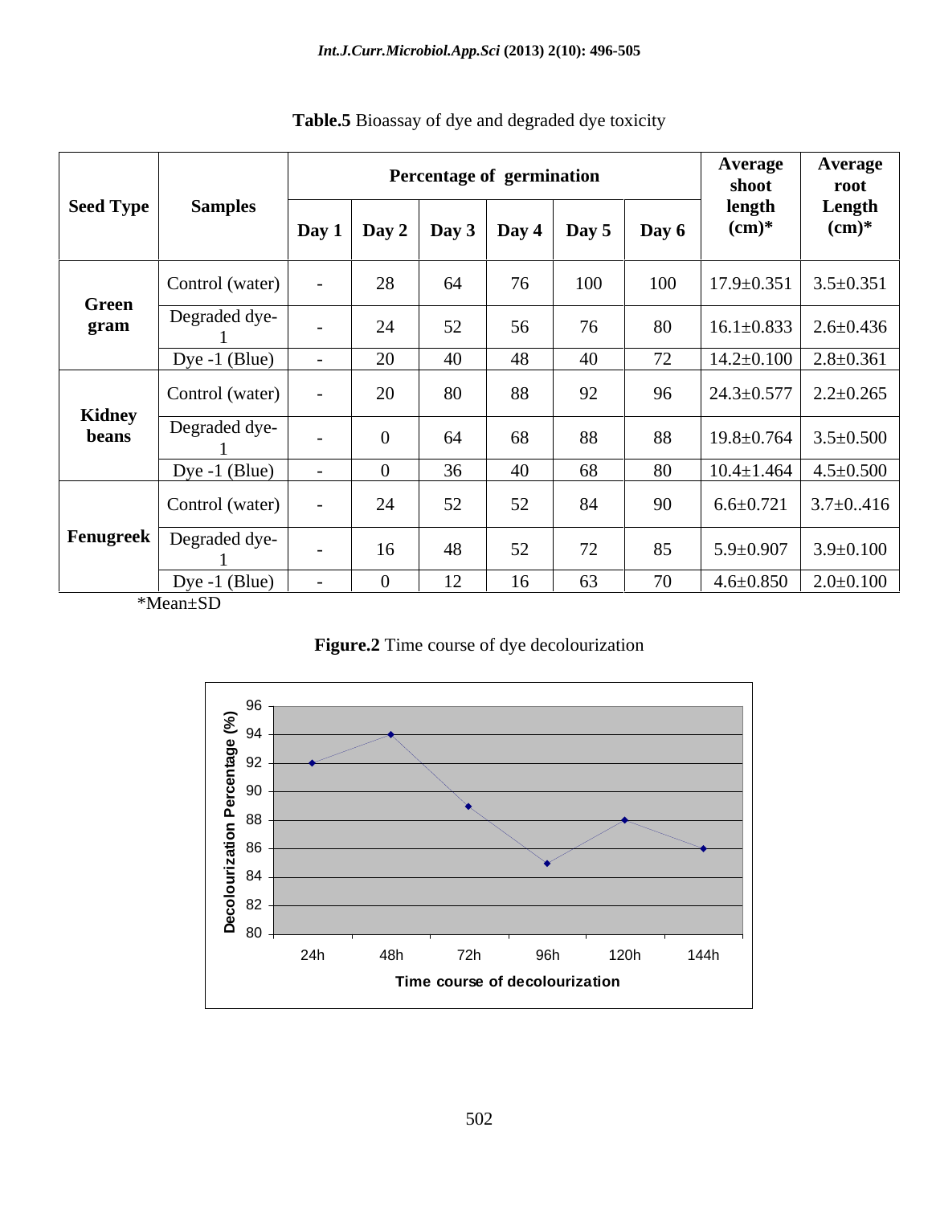**Table.5** Bioassay of dye and degraded dye toxicity

| Seed Type | Samples | Percentage of germination | | | | | | Average shoot length (cm)* | Average root Length (cm)* |
|---|---|---|---|---|---|---|---|---|---|
| | | Day 1 | Day 2 | Day 3 | Day 4 | Day 5 | Day 6 | | |
| Green gram | Control (water) | - | 28 | 64 | 76 | 100 | 100 | 17.9±0.351 | 3.5±0.351 |
| | Degraded dye-1 | - | 24 | 52 | 56 | 76 | 80 | 16.1±0.833 | 2.6±0.436 |
| | Dye -1 (Blue) | - | 20 | 40 | 48 | 40 | 72 | 14.2±0.100 | 2.8±0.361 |
| Kidney beans | Control (water) | - | 20 | 80 | 88 | 92 | 96 | 24.3±0.577 | 2.2±0.265 |
| | Degraded dye-1 | - | 0 | 64 | 68 | 88 | 88 | 19.8±0.764 | 3.5±0.500 |
| | Dye -1 (Blue) | - | 0 | 36 | 40 | 68 | 80 | 10.4±1.464 | 4.5±0.500 |
| Fenugreek | Control (water) | - | 24 | 52 | 52 | 84 | 90 | 6.6±0.721 | 3.7±0..416 |
| | Degraded dye-1 | - | 16 | 48 | 52 | 72 | 85 | 5.9±0.907 | 3.9±0.100 |
| | Dye -1 (Blue) | - | 0 | 12 | 16 | 63 | 70 | 4.6±0.850 | 2.0±0.100 |

*Mean±SD

**Figure.2** Time course of dye decolourization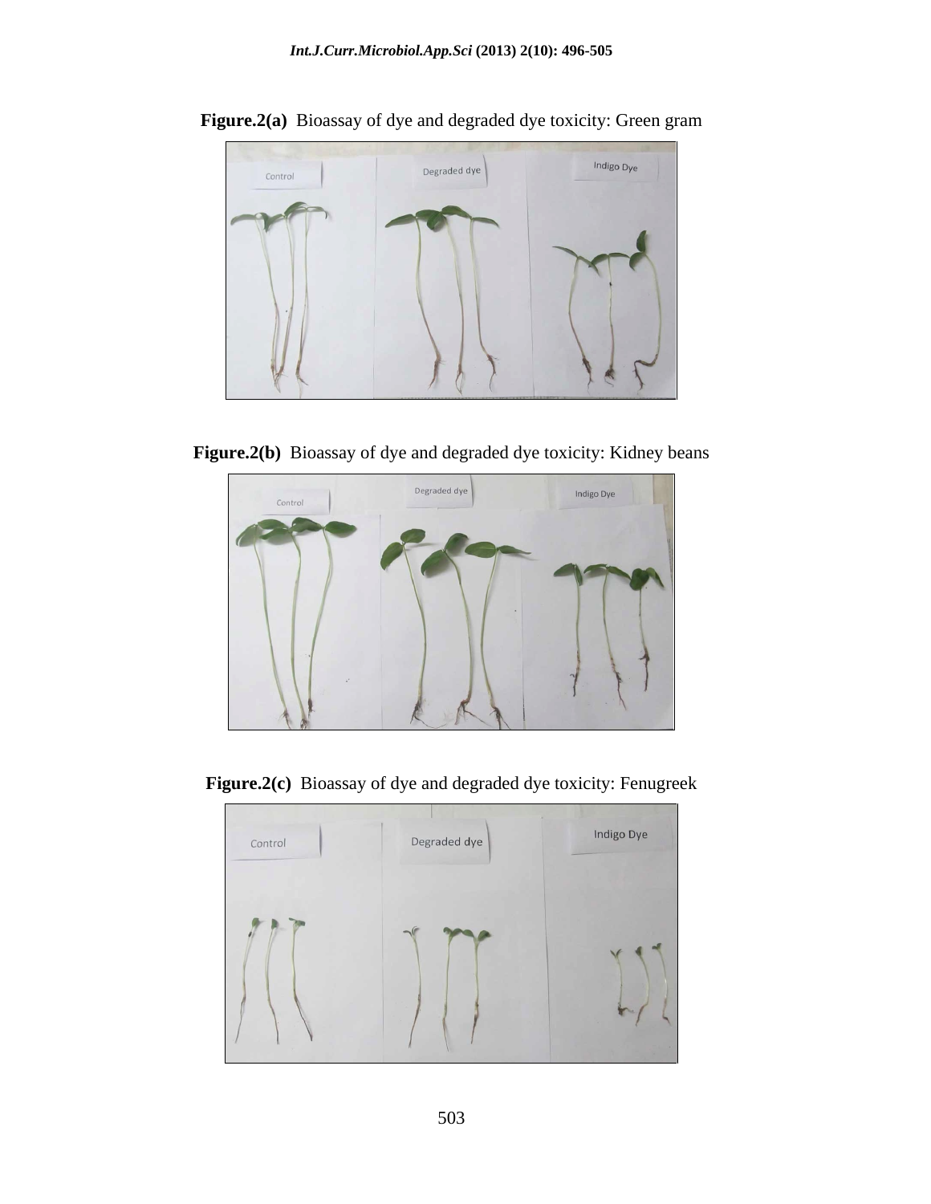**Figure.2(a)** Bioassay of dye and degraded dye toxicity: Green gram

**Figure.2(b)** Bioassay of dye and degraded dye toxicity: Kidney beans

**Figure.2(c)** Bioassay of dye and degraded dye toxicity: Fenugreek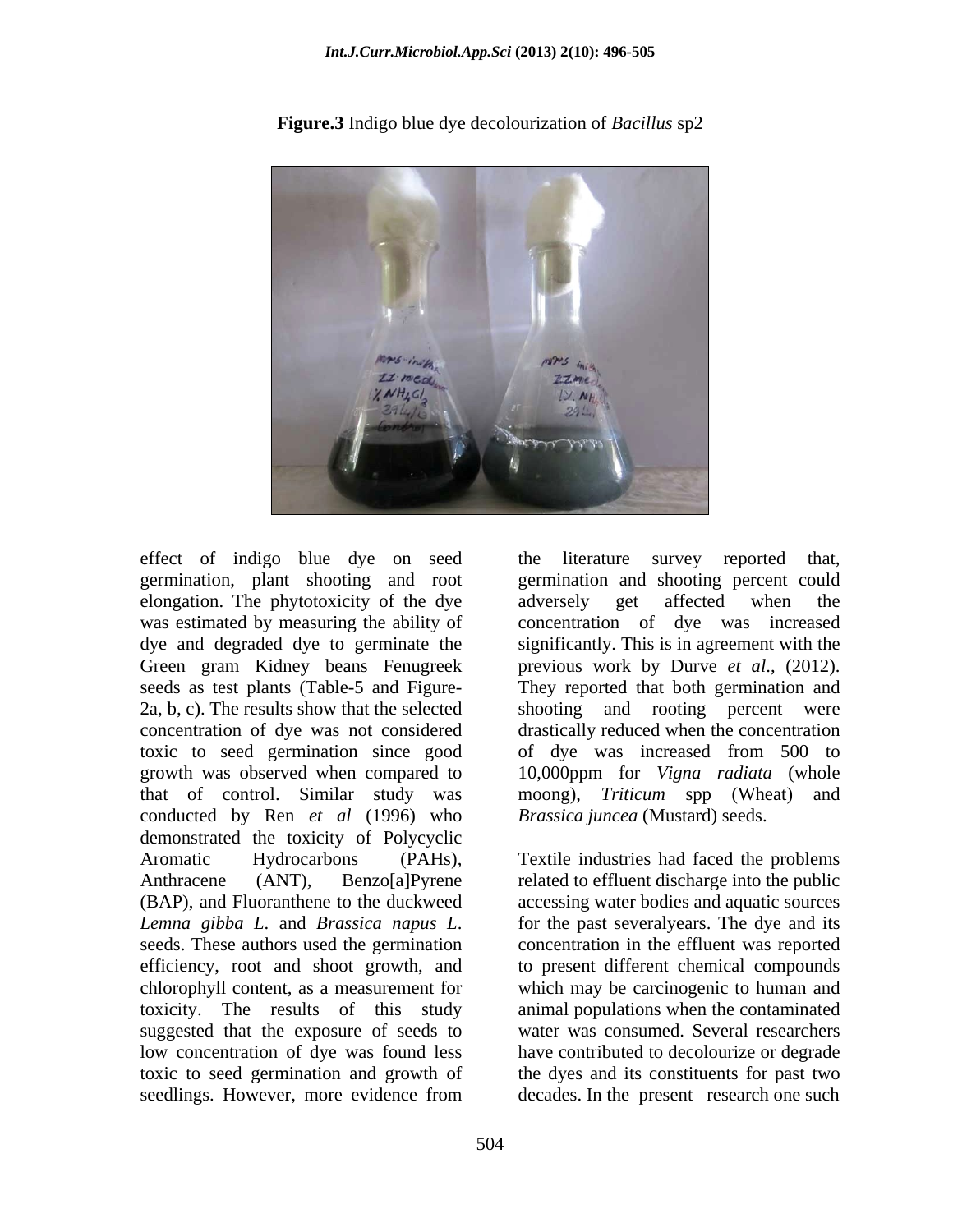**Figure.3** Indigo blue dye decolourization of *Bacillus* sp2

effect of indigo blue dye on seed germination, plant shooting and root elongation. The phytotoxicity of the dye was estimated by measuring the ability of dye and degraded dye to germinate the Green gram Kidney beans Fenugreek seeds as test plants (Table-5 and Figure-2a, b, c). The results show that the selected concentration of dye was not considered toxic to seed germination since good growth was observed when compared to that of control. Similar study was conducted by Ren *et al* (1996) who demonstrated the toxicity of Polycyclic Aromatic Hydrocarbons (PAHs), Anthracene (ANT), Benzo[a]Pyrene (BAP), and Fluoranthene to the duckweed *Lemna gibba L.* and *Brassica napus L.* seeds. These authors used the germination efficiency, root and shoot growth, and chlorophyll content, as a measurement for toxicity. The results of this study suggested that the exposure of seeds to low concentration of dye was found less toxic to seed germination and growth of seedlings. However, more evidence from the literature survey reported that, germination and shooting percent could adversely get affected when the concentration of dye was increased significantly. This is in agreement with the previous work by Durve *et al*., (2012). They reported that both germination and shooting and rooting percent were drastically reduced when the concentration of dye was increased from 500 to 10,000ppm for *Vigna radiata* (whole moong), *Triticum* spp (Wheat) and *Brassica juncea* (Mustard) seeds.

Textile industries had faced the problems related to effluent discharge into the public accessing water bodies and aquatic sources for the past severalyears. The dye and its concentration in the effluent was reported to present different chemical compounds which may be carcinogenic to human and animal populations when the contaminated water was consumed. Several researchers have contributed to decolourize or degrade the dyes and its constituents for past two decades. In the present research one such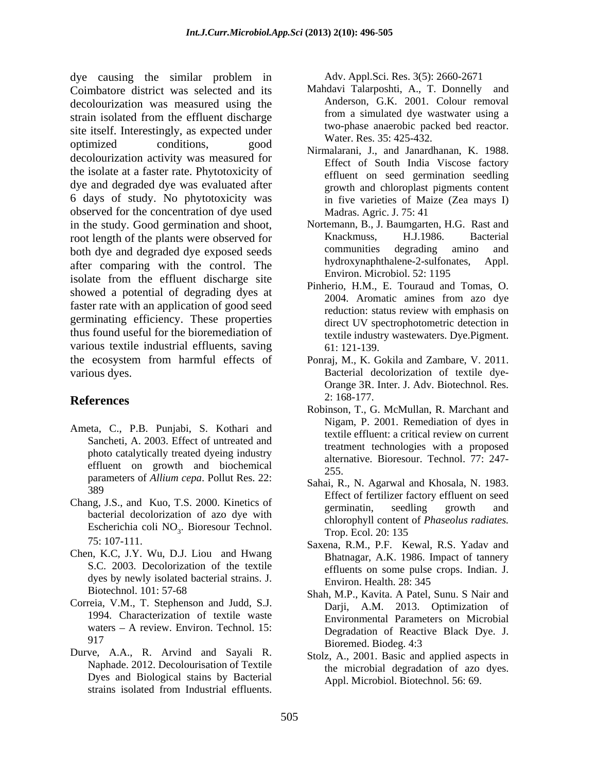dye causing the similar problem in Coimbatore district was selected and its decolourization was measured using the strain isolated from the effluent discharge site itself. Interestingly, as expected under optimized conditions, good decolourization activity was measured for the isolate at a faster rate. Phytotoxicity of dye and degraded dye was evaluated after 6 days of study. No phytotoxicity was observed for the concentration of dye used in the study. Good germination and shoot, root length of the plants were observed for both dye and degraded dye exposed seeds after comparing with the control. The isolate from the effluent discharge site showed a potential of degrading dyes at faster rate with an application of good seed germinating efficiency. These properties thus found useful for the bioremediation of various textile industrial effluents, saving the ecosystem from harmful effects of various dyes.

## References

Ameta, C., P.B. Punjabi, S. Kothari and Sancheti, A. 2003. Effect of untreated and photo catalytically treated dyeing industry effluent on growth and biochemical parameters of *Allium cepa*. Pollut Res. 22: 389

Chang, J.S., and Kuo, T.S. 2000. Kinetics of bacterial decolorization of azo dye with Escherichia coli $NO_3$. Bioresour Technol. 75: 107-111.

Chen, K.C, J.Y. Wu, D.J. Liou and Hwang S.C. 2003. Decolorization of the textile dyes by newly isolated bacterial strains. J. Biotechnol. 101: 57-68

Correia, V.M., T. Stephenson and Judd, S.J. 1994. Characterization of textile waste waters – A review. Environ. Technol. 15: 917

Durve, A.A., R. Arvind and Sayali R. Naphade. 2012. Decolourisation of Textile Dyes and Biological stains by Bacterial strains isolated from Industrial effluents. Adv. Appl.Sci. Res. 3(5): 2660-2671

Mahdavi Talarposhti, A., T. Donnelly and Anderson, G.K. 2001. Colour removal from a simulated dye wastwater using a two-phase anaerobic packed bed reactor. Water. Res. 35: 425-432.

Nirmalarani, J., and Janardhanan, K. 1988. Effect of South India Viscose factory effluent on seed germination seedling growth and chloroplast pigments content in five varieties of Maize (Zea mays I) Madras. Agric. J. 75: 41

Nortemann, B., J. Baumgarten, H.G. Rast and Knackmuss, H.J.1986. Bacterial communities degrading amino and hydroxynaphthalene-2-sulfonates, Appl. Environ. Microbiol. 52: 1195

Pinherio, H.M., E. Touraud and Tomas, O. 2004. Aromatic amines from azo dye reduction: status review with emphasis on direct UV spectrophotometric detection in textile industry wastewaters. Dye.Pigment. 61: 121-139.

Ponraj, M., K. Gokila and Zambare, V. 2011. Bacterial decolorization of textile dye-Orange 3R. Inter. J. Adv. Biotechnol. Res. 2: 168-177.

Robinson, T., G. McMullan, R. Marchant and Nigam, P. 2001. Remediation of dyes in textile effluent: a critical review on current treatment technologies with a proposed alternative. Bioresour. Technol. 77: 247-255.

Sahai, R., N. Agarwal and Khosala, N. 1983. Effect of fertilizer factory effluent on seed germinatin, seedling growth and chlorophyll content of *Phaseolus radiates.* Trop. Ecol. 20: 135

Saxena, R.M., P.F. Kewal, R.S. Yadav and Bhatnagar, A.K. 1986. Impact of tannery effluents on some pulse crops. Indian. J. Environ. Health. 28: 345

Shah, M.P., Kavita. A Patel, Sunu. S Nair and Darji, A.M. 2013. Optimization of Environmental Parameters on Microbial Degradation of Reactive Black Dye. J. Bioremed. Biodeg. 4:3

Stolz, A., 2001. Basic and applied aspects in the microbial degradation of azo dyes. Appl. Microbiol. Biotechnol. 56: 69.